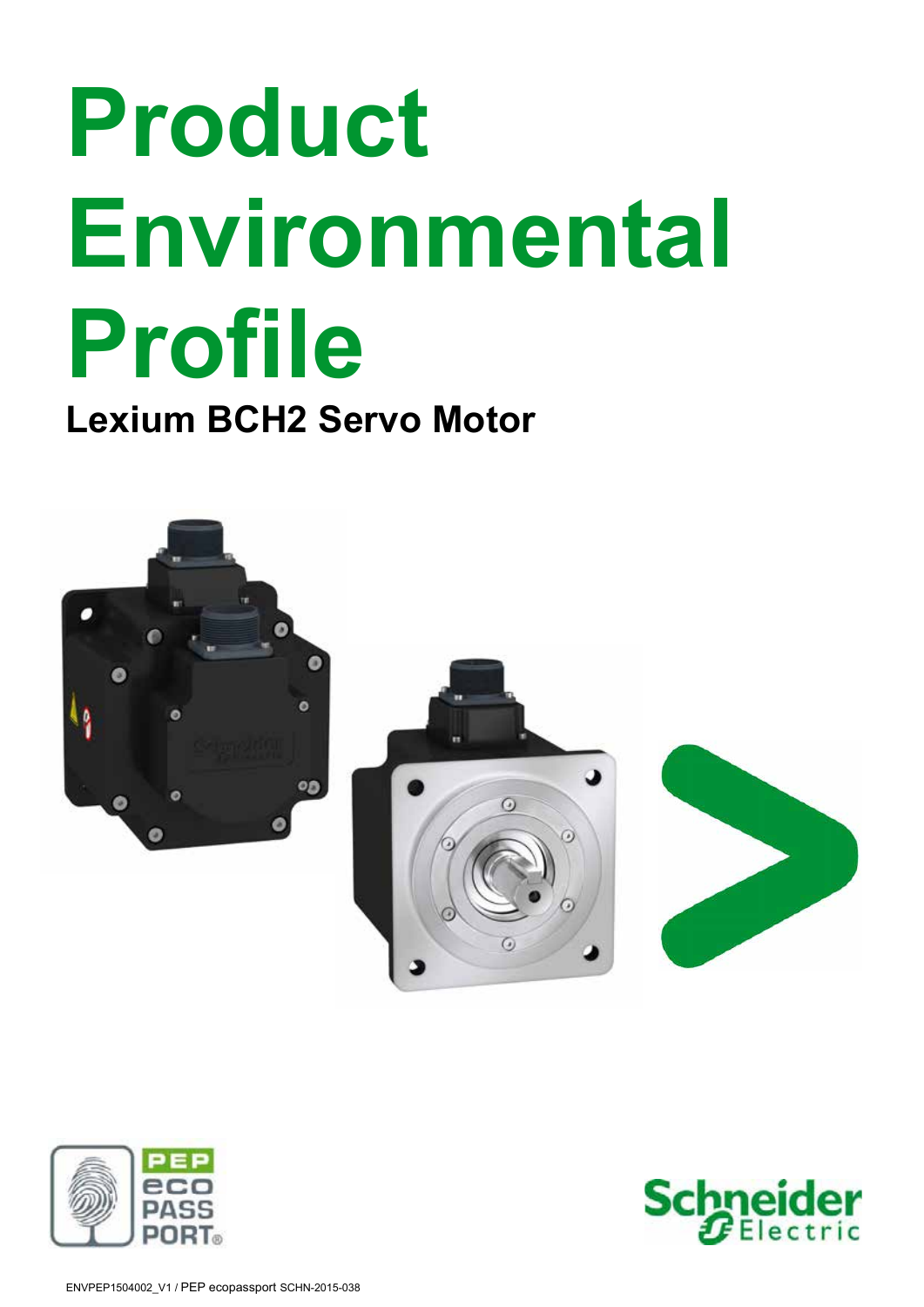# Product Environmental Profile

## Lexium BCH2 Servo Motor

PEP eco PASS PORT®

Schneider Electric

ENVPEP1504002_V1 / PEP ecopassport SCHN-2015-038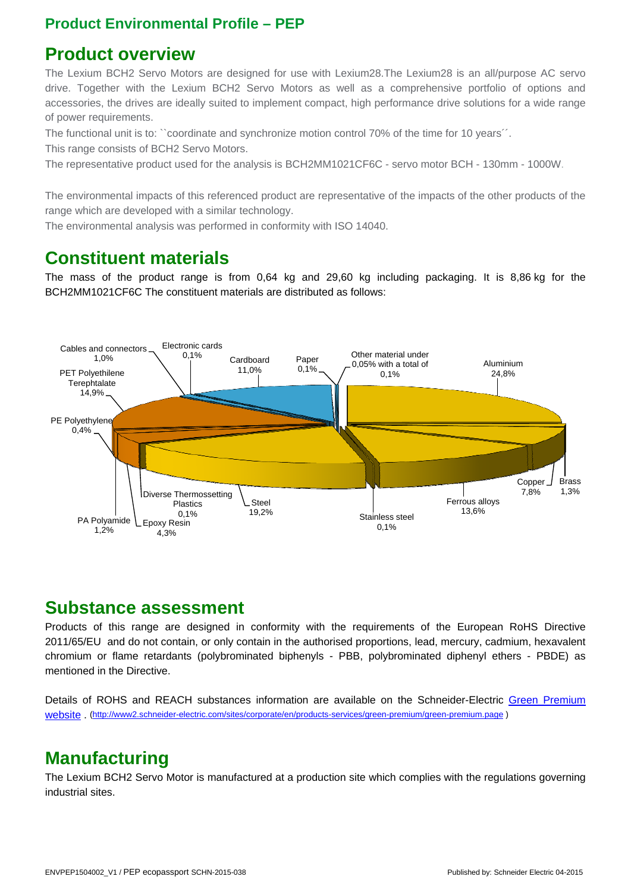## Product overview

The Lexium BCH2 Servo Motors are designed for use with Lexium28.The Lexium28 is an all/purpose AC servo drive. Together with the Lexium BCH2 Servo Motors as well as a comprehensive portfolio of options and accessories, the drives are ideally suited to implement compact, high performance drive solutions for a wide range of power requirements.

The functional unit is to: ``coordinate and synchronize motion control 70% of the time for 10 years´´.

This range consists of BCH2 Servo Motors.

The representative product used for the analysis is BCH2MM1021CF6C - servo motor BCH - 130mm - 1000W.

The environmental impacts of this referenced product are representative of the impacts of the other products of the range which are developed with a similar technology.

The environmental analysis was performed in conformity with ISO 14040.

## Constituent materials

The mass of the product range is from 0,64 kg and 29,60 kg including packaging. It is 8,86 kg for the BCH2MM1021CF6C The constituent materials are distributed as follows:

| Material | Share |
|---|---|
| Aluminium | 24,8% |
| Brass | 1,3% |
| Copper | 7,8% |
| Ferrous alloys | 13,6% |
| Stainless steel | 0,1% |
| Steel | 19,2% |
| Diverse Thermossetting Plastics | 0,1% |
| Epoxy Resin | 4,3% |
| PA Polyamide | 1,2% |
| PE Polyethylene | 0,4% |
| PET Polyethilene Terephtalate | 14,9% |
| Cables and connectors | 1,0% |
| Electronic cards | 0,1% |
| Cardboard | 11,0% |
| Paper | 0,1% |
| Other material under 0,05% with a total of | 0,1% |

## Substance assessment

Products of this range are designed in conformity with the requirements of the European RoHS Directive 2011/65/EU and do not contain, or only contain in the authorised proportions, lead, mercury, cadmium, hexavalent chromium or flame retardants (polybrominated biphenyls - PBB, polybrominated diphenyl ethers - PBDE) as mentioned in the Directive.

Details of ROHS and REACH substances information are available on the Schneider-Electric [Green Premium website](http://www2.schneider-electric.com/sites/corporate/en/products-services/green-premium/green-premium.page) . (http://www2.schneider-electric.com/sites/corporate/en/products-services/green-premium/green-premium.page )

## Manufacturing

The Lexium BCH2 Servo Motor is manufactured at a production site which complies with the regulations governing industrial sites.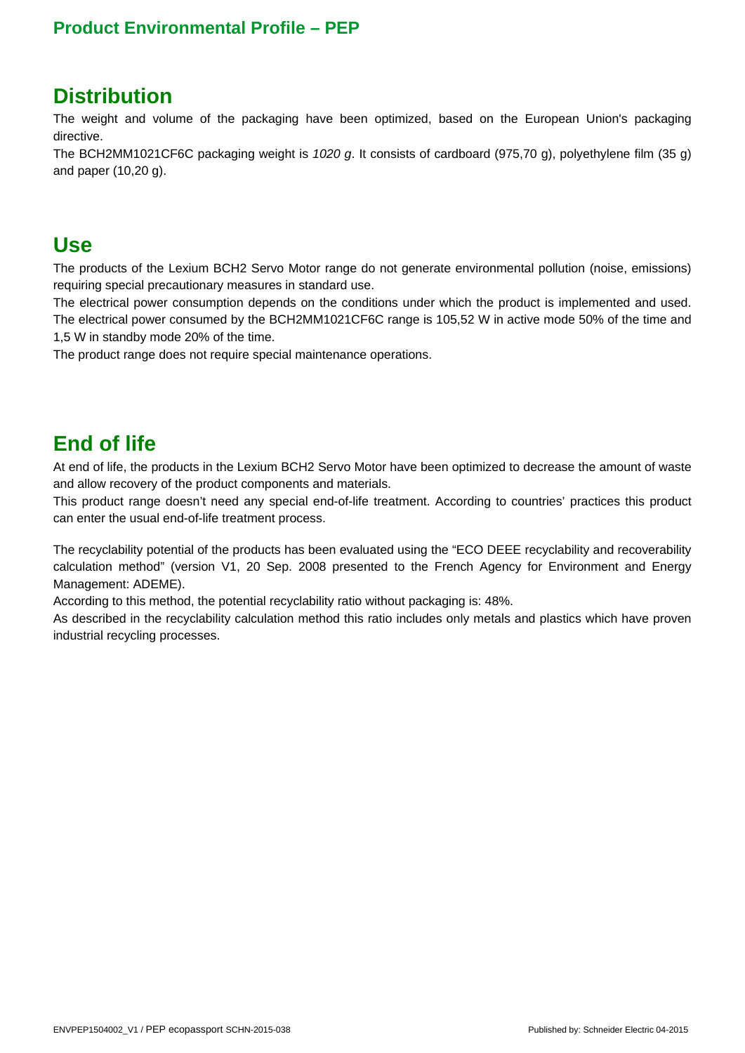## Distribution

The weight and volume of the packaging have been optimized, based on the European Union's packaging directive.

The BCH2MM1021CF6C packaging weight is *1020 g*. It consists of cardboard (975,70 g), polyethylene film (35 g) and paper (10,20 g).

## Use

The products of the Lexium BCH2 Servo Motor range do not generate environmental pollution (noise, emissions) requiring special precautionary measures in standard use.

The electrical power consumption depends on the conditions under which the product is implemented and used. The electrical power consumed by the BCH2MM1021CF6C range is 105,52 W in active mode 50% of the time and 1,5 W in standby mode 20% of the time.

The product range does not require special maintenance operations.

## End of life

At end of life, the products in the Lexium BCH2 Servo Motor have been optimized to decrease the amount of waste and allow recovery of the product components and materials.

This product range doesn't need any special end-of-life treatment. According to countries' practices this product can enter the usual end-of-life treatment process.

The recyclability potential of the products has been evaluated using the "ECO DEEE recyclability and recoverability calculation method" (version V1, 20 Sep. 2008 presented to the French Agency for Environment and Energy Management: ADEME).

According to this method, the potential recyclability ratio without packaging is: 48%.

As described in the recyclability calculation method this ratio includes only metals and plastics which have proven industrial recycling processes.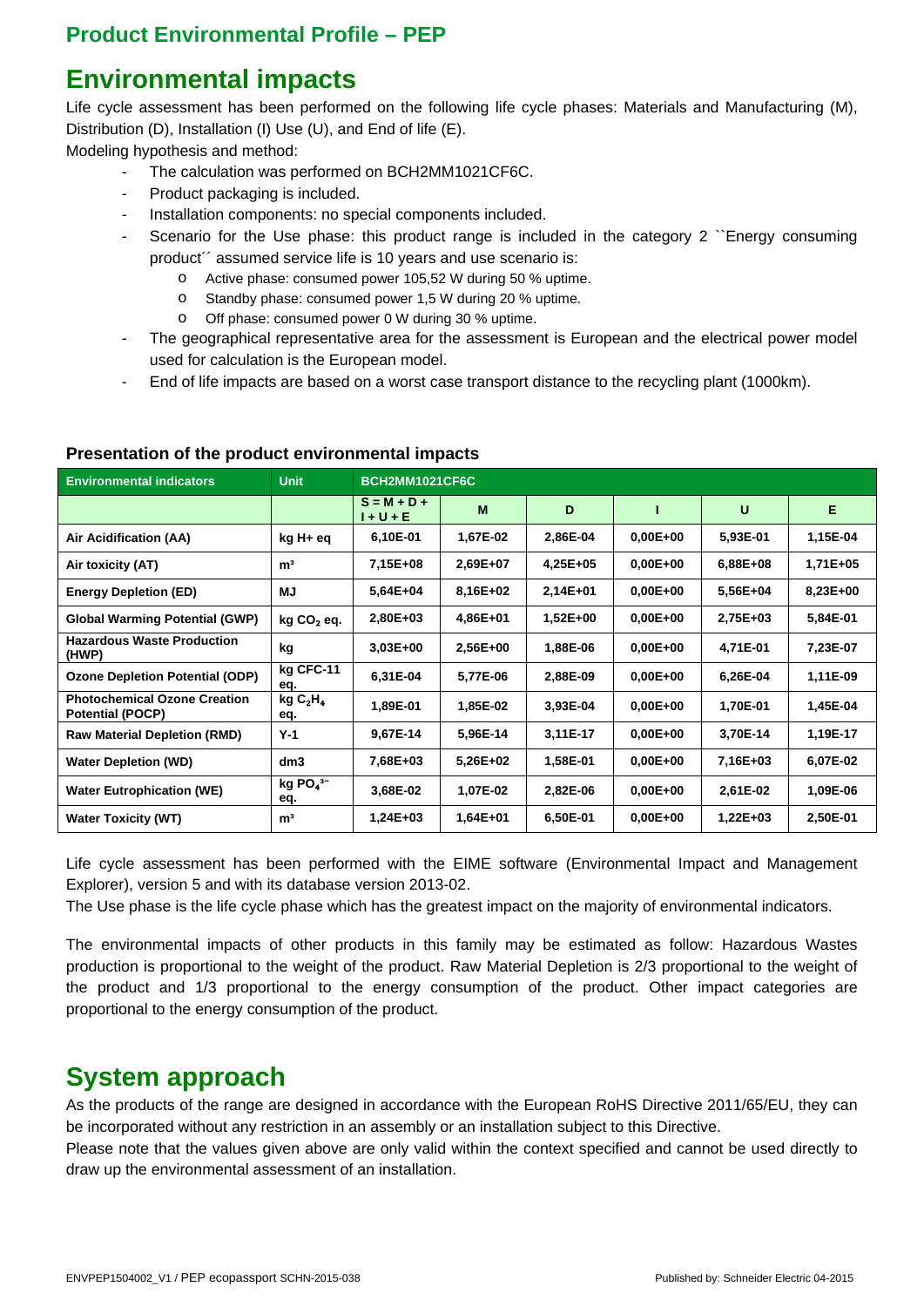## Product Environmental Profile – PEP

# Environmental impacts

Life cycle assessment has been performed on the following life cycle phases: Materials and Manufacturing (M), Distribution (D), Installation (I) Use (U), and End of life (E).

Modeling hypothesis and method:

- The calculation was performed on BCH2MM1021CF6C.
- Product packaging is included.
- Installation components: no special components included.
- Scenario for the Use phase: this product range is included in the category 2 ``Energy consuming product´´ assumed service life is 10 years and use scenario is:
  - Active phase: consumed power 105,52 W during 50 % uptime.
  - Standby phase: consumed power 1,5 W during 20 % uptime.
  - Off phase: consumed power 0 W during 30 % uptime.
- The geographical representative area for the assessment is European and the electrical power model used for calculation is the European model.
- End of life impacts are based on a worst case transport distance to the recycling plant (1000km).

### Presentation of the product environmental impacts

| Environmental indicators | Unit | BCH2MM1021CF6C | | | | | |
|---|---|---|---|---|---|---|---|
| | | S = M + D + I + U + E | M | D | I | U | E |
| Air Acidification (AA) | kg H+ eq | 6,10E-01 | 1,67E-02 | 2,86E-04 | 0,00E+00 | 5,93E-01 | 1,15E-04 |
| Air toxicity (AT) | m³ | 7,15E+08 | 2,69E+07 | 4,25E+05 | 0,00E+00 | 6,88E+08 | 1,71E+05 |
| Energy Depletion (ED) | MJ | 5,64E+04 | 8,16E+02 | 2,14E+01 | 0,00E+00 | 5,56E+04 | 8,23E+00 |
| Global Warming Potential (GWP) | kg $CO_2$ eq. | 2,80E+03 | 4,86E+01 | 1,52E+00 | 0,00E+00 | 2,75E+03 | 5,84E-01 |
| Hazardous Waste Production (HWP) | kg | 3,03E+00 | 2,56E+00 | 1,88E-06 | 0,00E+00 | 4,71E-01 | 7,23E-07 |
| Ozone Depletion Potential (ODP) | kg CFC-11 eq. | 6,31E-04 | 5,77E-06 | 2,88E-09 | 0,00E+00 | 6,26E-04 | 1,11E-09 |
| Photochemical Ozone Creation Potential (POCP) | kg $C_2H_4$ eq. | 1,89E-01 | 1,85E-02 | 3,93E-04 | 0,00E+00 | 1,70E-01 | 1,45E-04 |
| Raw Material Depletion (RMD) | Y-1 | 9,67E-14 | 5,96E-14 | 3,11E-17 | 0,00E+00 | 3,70E-14 | 1,19E-17 |
| Water Depletion (WD) | dm3 | 7,68E+03 | 5,26E+02 | 1,58E-01 | 0,00E+00 | 7,16E+03 | 6,07E-02 |
| Water Eutrophication (WE) | kg $PO_4^{3-}$ eq. | 3,68E-02 | 1,07E-02 | 2,82E-06 | 0,00E+00 | 2,61E-02 | 1,09E-06 |
| Water Toxicity (WT) | m³ | 1,24E+03 | 1,64E+01 | 6,50E-01 | 0,00E+00 | 1,22E+03 | 2,50E-01 |

Life cycle assessment has been performed with the EIME software (Environmental Impact and Management Explorer), version 5 and with its database version 2013-02.

The Use phase is the life cycle phase which has the greatest impact on the majority of environmental indicators.

The environmental impacts of other products in this family may be estimated as follow: Hazardous Wastes production is proportional to the weight of the product. Raw Material Depletion is 2/3 proportional to the weight of the product and 1/3 proportional to the energy consumption of the product. Other impact categories are proportional to the energy consumption of the product.

# System approach

As the products of the range are designed in accordance with the European RoHS Directive 2011/65/EU, they can be incorporated without any restriction in an assembly or an installation subject to this Directive.

Please note that the values given above are only valid within the context specified and cannot be used directly to draw up the environmental assessment of an installation.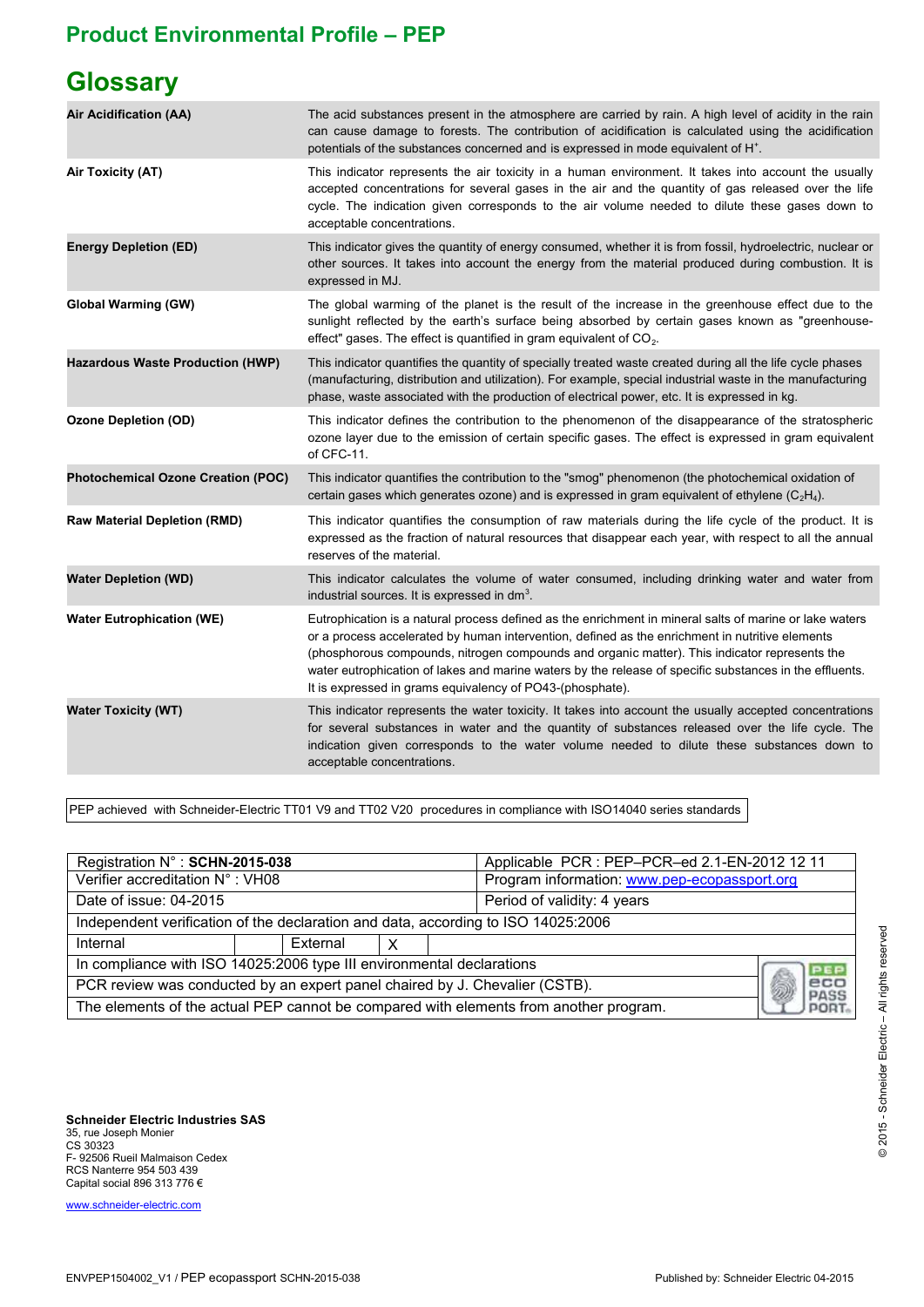# Product Environmental Profile – PEP

## Glossary

| | |
|---|---|
| **Air Acidification (AA)** | The acid substances present in the atmosphere are carried by rain. A high level of acidity in the rain can cause damage to forests. The contribution of acidification is calculated using the acidification potentials of the substances concerned and is expressed in mode equivalent of $H^+$. |
| **Air Toxicity (AT)** | This indicator represents the air toxicity in a human environment. It takes into account the usually accepted concentrations for several gases in the air and the quantity of gas released over the life cycle. The indication given corresponds to the air volume needed to dilute these gases down to acceptable concentrations. |
| **Energy Depletion (ED)** | This indicator gives the quantity of energy consumed, whether it is from fossil, hydroelectric, nuclear or other sources. It takes into account the energy from the material produced during combustion. It is expressed in MJ. |
| **Global Warming (GW)** | The global warming of the planet is the result of the increase in the greenhouse effect due to the sunlight reflected by the earth's surface being absorbed by certain gases known as "greenhouse-effect" gases. The effect is quantified in gram equivalent of $CO_2$. |
| **Hazardous Waste Production (HWP)** | This indicator quantifies the quantity of specially treated waste created during all the life cycle phases (manufacturing, distribution and utilization). For example, special industrial waste in the manufacturing phase, waste associated with the production of electrical power, etc. It is expressed in kg. |
| **Ozone Depletion (OD)** | This indicator defines the contribution to the phenomenon of the disappearance of the stratospheric ozone layer due to the emission of certain specific gases. The effect is expressed in gram equivalent of CFC-11. |
| **Photochemical Ozone Creation (POC)** | This indicator quantifies the contribution to the "smog" phenomenon (the photochemical oxidation of certain gases which generates ozone) and is expressed in gram equivalent of ethylene ($C_2H_4$). |
| **Raw Material Depletion (RMD)** | This indicator quantifies the consumption of raw materials during the life cycle of the product. It is expressed as the fraction of natural resources that disappear each year, with respect to all the annual reserves of the material. |
| **Water Depletion (WD)** | This indicator calculates the volume of water consumed, including drinking water and water from industrial sources. It is expressed in $dm^3$. |
| **Water Eutrophication (WE)** | Eutrophication is a natural process defined as the enrichment in mineral salts of marine or lake waters or a process accelerated by human intervention, defined as the enrichment in nutritive elements (phosphorous compounds, nitrogen compounds and organic matter). This indicator represents the water eutrophication of lakes and marine waters by the release of specific substances in the effluents. It is expressed in grams equivalency of PO43-(phosphate). |
| **Water Toxicity (WT)** | This indicator represents the water toxicity. It takes into account the usually accepted concentrations for several substances in water and the quantity of substances released over the life cycle. The indication given corresponds to the water volume needed to dilute these substances down to acceptable concentrations. |

PEP achieved with Schneider-Electric TT01 V9 and TT02 V20 procedures in compliance with ISO14040 series standards

| | | | | |
|---|---|---|---|---|
| Registration N° : **SCHN-2015-038** | | | | Applicable PCR : PEP–PCR–ed 2.1-EN-2012 12 11 |
| Verifier accreditation N° : VH08 | | | | Program information: www.pep-ecopassport.org |
| Date of issue: 04-2015 | | | | Period of validity: 4 years |
| Independent verification of the declaration and data, according to ISO 14025:2006 | | | | |
| Internal | | External | X | |
| In compliance with ISO 14025:2006 type III environmental declarations | | | | PEP eco PASS PORT |
| PCR review was conducted by an expert panel chaired by J. Chevalier (CSTB). | | | | |
| The elements of the actual PEP cannot be compared with elements from another program. | | | | |

**Schneider Electric Industries SAS**
35, rue Joseph Monier
CS 30323
F- 92506 Rueil Malmaison Cedex
RCS Nanterre 954 503 439
Capital social 896 313 776 €

www.schneider-electric.com

© 2015 - Schneider Electric – All rights reserved

ENVPEP1504002_V1 / PEP ecopassport SCHN-2015-038

Published by: Schneider Electric 04-2015